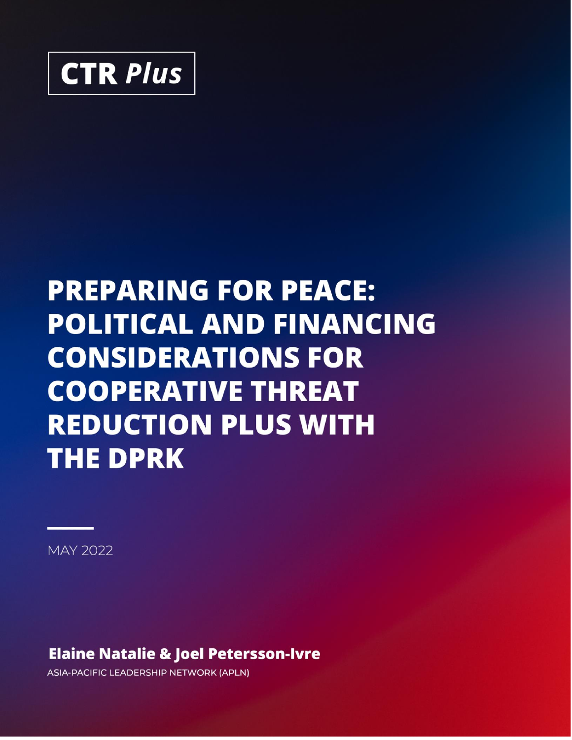**CTR *Plus***

# PREPARING FOR PEACE: POLITICAL AND FINANCING CONSIDERATIONS FOR COOPERATIVE THREAT REDUCTION PLUS WITH THE DPRK

MAY 2022

**Elaine Natalie & Joel Petersson-Ivre**

ASIA-PACIFIC LEADERSHIP NETWORK (APLN)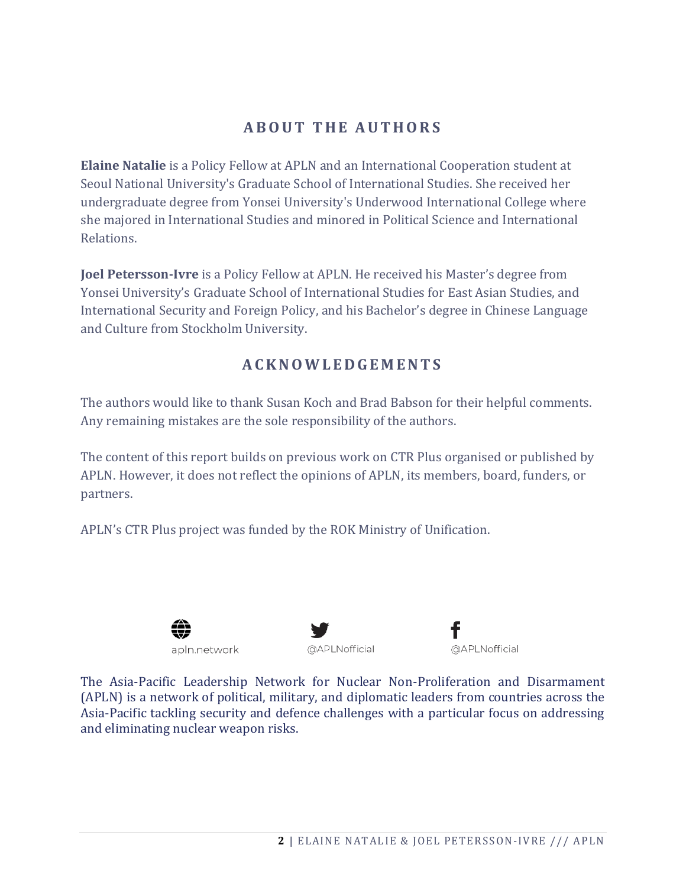## ABOUT THE AUTHORS

**Elaine Natalie** is a Policy Fellow at APLN and an International Cooperation student at Seoul National University's Graduate School of International Studies. She received her undergraduate degree from Yonsei University's Underwood International College where she majored in International Studies and minored in Political Science and International Relations.

**Joel Petersson-Ivre** is a Policy Fellow at APLN. He received his Master's degree from Yonsei University's Graduate School of International Studies for East Asian Studies, and International Security and Foreign Policy, and his Bachelor's degree in Chinese Language and Culture from Stockholm University.

## ACKNOWLEDGEMENTS

The authors would like to thank Susan Koch and Brad Babson for their helpful comments. Any remaining mistakes are the sole responsibility of the authors.

The content of this report builds on previous work on CTR Plus organised or published by APLN. However, it does not reflect the opinions of APLN, its members, board, funders, or partners.

APLN's CTR Plus project was funded by the ROK Ministry of Unification.

apln.network

@APLNofficial

@APLNofficial

The Asia-Pacific Leadership Network for Nuclear Non-Proliferation and Disarmament (APLN) is a network of political, military, and diplomatic leaders from countries across the Asia-Pacific tackling security and defence challenges with a particular focus on addressing and eliminating nuclear weapon risks.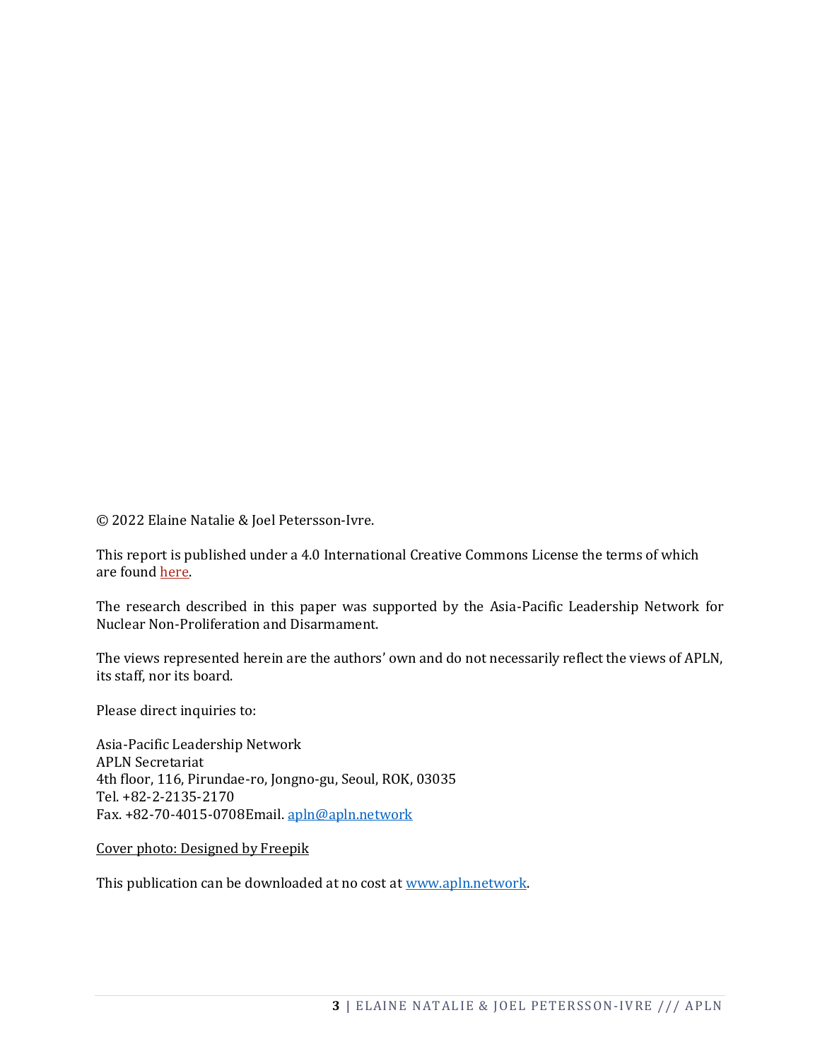© 2022 Elaine Natalie & Joel Petersson-Ivre.

This report is published under a 4.0 International Creative Commons License the terms of which are found here.

The research described in this paper was supported by the Asia-Pacific Leadership Network for Nuclear Non-Proliferation and Disarmament.

The views represented herein are the authors' own and do not necessarily reflect the views of APLN, its staff, nor its board.

Please direct inquiries to:

Asia-Pacific Leadership Network
APLN Secretariat
4th floor, 116, Pirundae-ro, Jongno-gu, Seoul, ROK, 03035
Tel. +82-2-2135-2170
Fax. +82-70-4015-0708Email. apln@apln.network

Cover photo: Designed by Freepik

This publication can be downloaded at no cost at www.apln.network.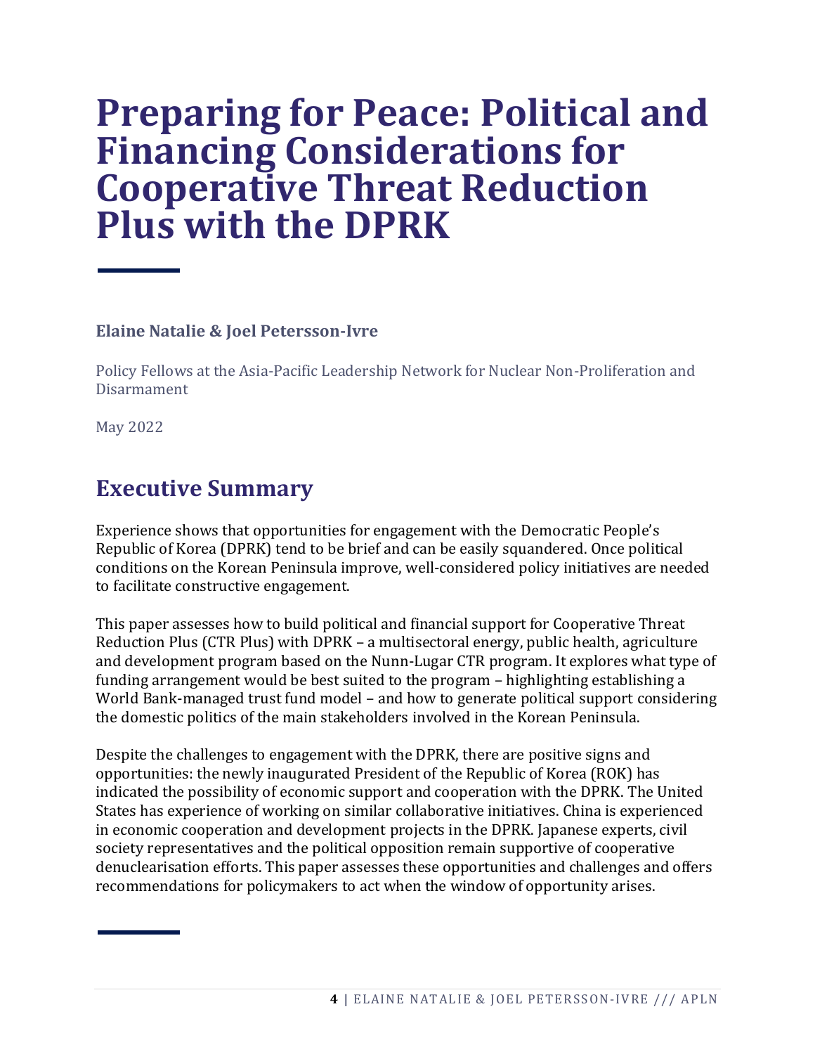# Preparing for Peace: Political and Financing Considerations for Cooperative Threat Reduction Plus with the DPRK

**Elaine Natalie & Joel Petersson-Ivre**

Policy Fellows at the Asia-Pacific Leadership Network for Nuclear Non-Proliferation and Disarmament

May 2022

## Executive Summary

Experience shows that opportunities for engagement with the Democratic People's Republic of Korea (DPRK) tend to be brief and can be easily squandered. Once political conditions on the Korean Peninsula improve, well-considered policy initiatives are needed to facilitate constructive engagement.

This paper assesses how to build political and financial support for Cooperative Threat Reduction Plus (CTR Plus) with DPRK – a multisectoral energy, public health, agriculture and development program based on the Nunn-Lugar CTR program. It explores what type of funding arrangement would be best suited to the program – highlighting establishing a World Bank-managed trust fund model – and how to generate political support considering the domestic politics of the main stakeholders involved in the Korean Peninsula.

Despite the challenges to engagement with the DPRK, there are positive signs and opportunities: the newly inaugurated President of the Republic of Korea (ROK) has indicated the possibility of economic support and cooperation with the DPRK. The United States has experience of working on similar collaborative initiatives. China is experienced in economic cooperation and development projects in the DPRK. Japanese experts, civil society representatives and the political opposition remain supportive of cooperative denuclearisation efforts. This paper assesses these opportunities and challenges and offers recommendations for policymakers to act when the window of opportunity arises.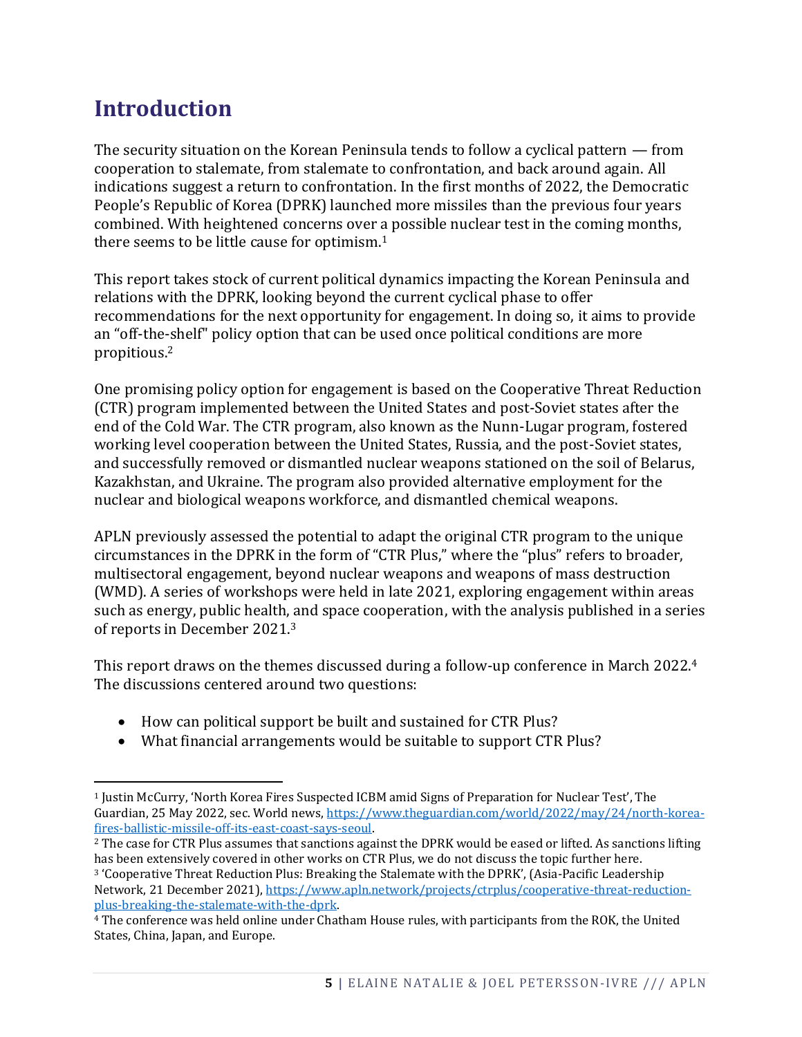# Introduction

The security situation on the Korean Peninsula tends to follow a cyclical pattern — from cooperation to stalemate, from stalemate to confrontation, and back around again. All indications suggest a return to confrontation. In the first months of 2022, the Democratic People's Republic of Korea (DPRK) launched more missiles than the previous four years combined. With heightened concerns over a possible nuclear test in the coming months, there seems to be little cause for optimism.[1]

This report takes stock of current political dynamics impacting the Korean Peninsula and relations with the DPRK, looking beyond the current cyclical phase to offer recommendations for the next opportunity for engagement. In doing so, it aims to provide an "off-the-shelf" policy option that can be used once political conditions are more propitious.[2]

One promising policy option for engagement is based on the Cooperative Threat Reduction (CTR) program implemented between the United States and post-Soviet states after the end of the Cold War. The CTR program, also known as the Nunn-Lugar program, fostered working level cooperation between the United States, Russia, and the post-Soviet states, and successfully removed or dismantled nuclear weapons stationed on the soil of Belarus, Kazakhstan, and Ukraine. The program also provided alternative employment for the nuclear and biological weapons workforce, and dismantled chemical weapons.

APLN previously assessed the potential to adapt the original CTR program to the unique circumstances in the DPRK in the form of "CTR Plus," where the "plus" refers to broader, multisectoral engagement, beyond nuclear weapons and weapons of mass destruction (WMD). A series of workshops were held in late 2021, exploring engagement within areas such as energy, public health, and space cooperation, with the analysis published in a series of reports in December 2021.[3]

This report draws on the themes discussed during a follow-up conference in March 2022.[4] The discussions centered around two questions:

- How can political support be built and sustained for CTR Plus?
- What financial arrangements would be suitable to support CTR Plus?

---

[1] Justin McCurry, 'North Korea Fires Suspected ICBM amid Signs of Preparation for Nuclear Test', The Guardian, 25 May 2022, sec. World news, https://www.theguardian.com/world/2022/may/24/north-korea-fires-ballistic-missile-off-its-east-coast-says-seoul.

[2] The case for CTR Plus assumes that sanctions against the DPRK would be eased or lifted. As sanctions lifting has been extensively covered in other works on CTR Plus, we do not discuss the topic further here.

[3] 'Cooperative Threat Reduction Plus: Breaking the Stalemate with the DPRK', (Asia-Pacific Leadership Network, 21 December 2021), https://www.apln.network/projects/ctrplus/cooperative-threat-reduction-plus-breaking-the-stalemate-with-the-dprk.

[4] The conference was held online under Chatham House rules, with participants from the ROK, the United States, China, Japan, and Europe.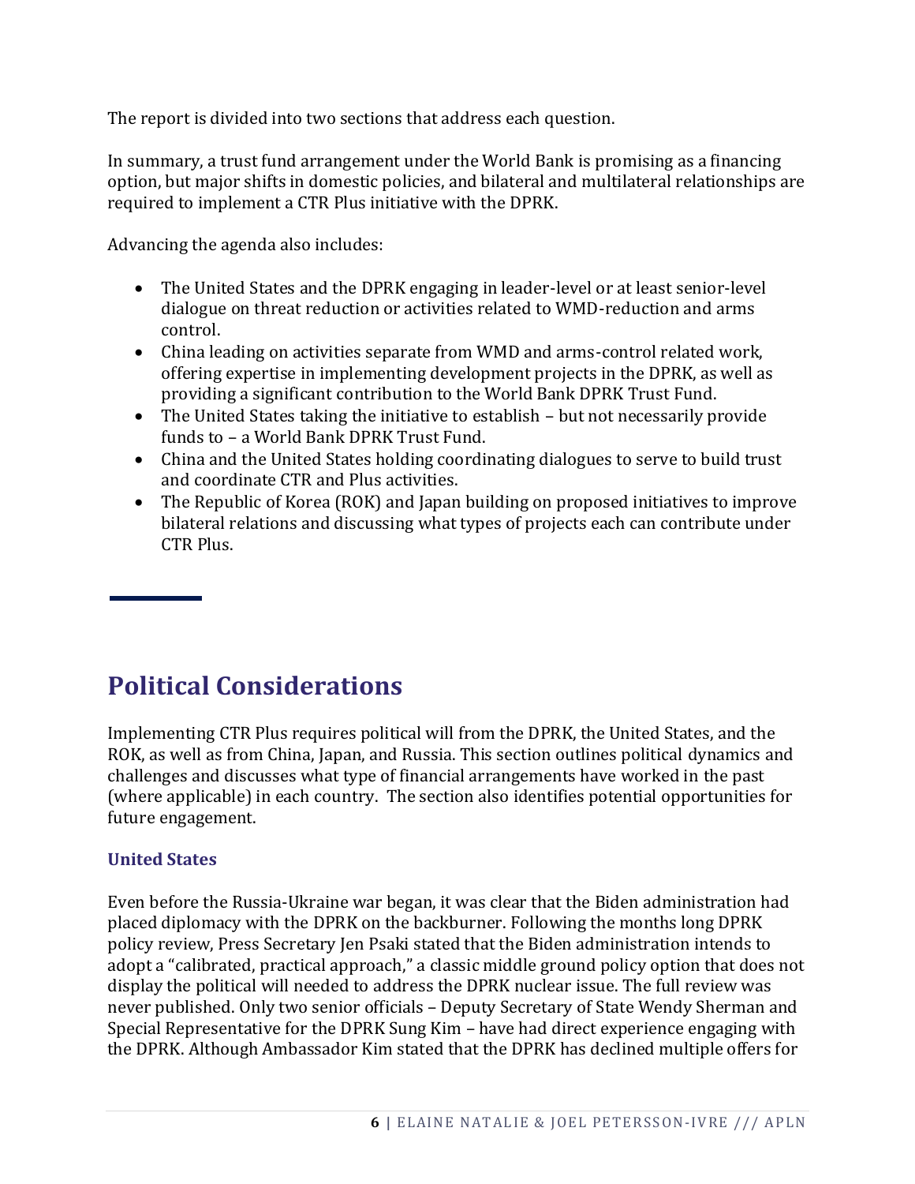The report is divided into two sections that address each question.

In summary, a trust fund arrangement under the World Bank is promising as a financing option, but major shifts in domestic policies, and bilateral and multilateral relationships are required to implement a CTR Plus initiative with the DPRK.

Advancing the agenda also includes:

- The United States and the DPRK engaging in leader-level or at least senior-level dialogue on threat reduction or activities related to WMD-reduction and arms control.
- China leading on activities separate from WMD and arms-control related work, offering expertise in implementing development projects in the DPRK, as well as providing a significant contribution to the World Bank DPRK Trust Fund.
- The United States taking the initiative to establish – but not necessarily provide funds to – a World Bank DPRK Trust Fund.
- China and the United States holding coordinating dialogues to serve to build trust and coordinate CTR and Plus activities.
- The Republic of Korea (ROK) and Japan building on proposed initiatives to improve bilateral relations and discussing what types of projects each can contribute under CTR Plus.

## Political Considerations

Implementing CTR Plus requires political will from the DPRK, the United States, and the ROK, as well as from China, Japan, and Russia. This section outlines political dynamics and challenges and discusses what type of financial arrangements have worked in the past (where applicable) in each country. The section also identifies potential opportunities for future engagement.

### United States

Even before the Russia-Ukraine war began, it was clear that the Biden administration had placed diplomacy with the DPRK on the backburner. Following the months long DPRK policy review, Press Secretary Jen Psaki stated that the Biden administration intends to adopt a "calibrated, practical approach," a classic middle ground policy option that does not display the political will needed to address the DPRK nuclear issue. The full review was never published. Only two senior officials – Deputy Secretary of State Wendy Sherman and Special Representative for the DPRK Sung Kim – have had direct experience engaging with the DPRK. Although Ambassador Kim stated that the DPRK has declined multiple offers for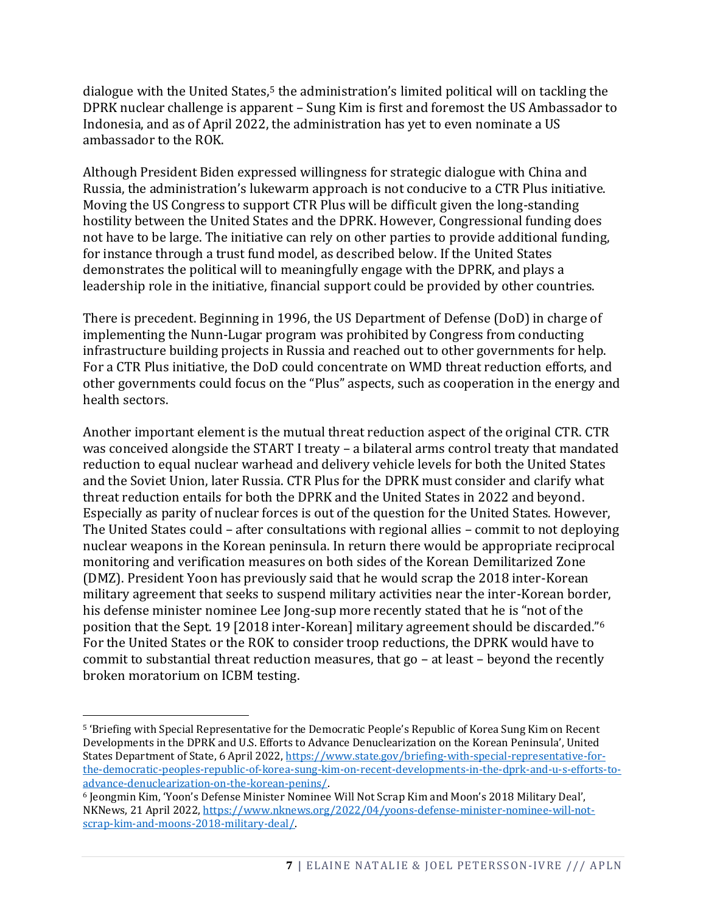dialogue with the United States,[5] the administration's limited political will on tackling the DPRK nuclear challenge is apparent – Sung Kim is first and foremost the US Ambassador to Indonesia, and as of April 2022, the administration has yet to even nominate a US ambassador to the ROK.

Although President Biden expressed willingness for strategic dialogue with China and Russia, the administration's lukewarm approach is not conducive to a CTR Plus initiative. Moving the US Congress to support CTR Plus will be difficult given the long-standing hostility between the United States and the DPRK. However, Congressional funding does not have to be large. The initiative can rely on other parties to provide additional funding, for instance through a trust fund model, as described below. If the United States demonstrates the political will to meaningfully engage with the DPRK, and plays a leadership role in the initiative, financial support could be provided by other countries.

There is precedent. Beginning in 1996, the US Department of Defense (DoD) in charge of implementing the Nunn-Lugar program was prohibited by Congress from conducting infrastructure building projects in Russia and reached out to other governments for help. For a CTR Plus initiative, the DoD could concentrate on WMD threat reduction efforts, and other governments could focus on the "Plus" aspects, such as cooperation in the energy and health sectors.

Another important element is the mutual threat reduction aspect of the original CTR. CTR was conceived alongside the START I treaty – a bilateral arms control treaty that mandated reduction to equal nuclear warhead and delivery vehicle levels for both the United States and the Soviet Union, later Russia. CTR Plus for the DPRK must consider and clarify what threat reduction entails for both the DPRK and the United States in 2022 and beyond. Especially as parity of nuclear forces is out of the question for the United States. However, The United States could – after consultations with regional allies – commit to not deploying nuclear weapons in the Korean peninsula. In return there would be appropriate reciprocal monitoring and verification measures on both sides of the Korean Demilitarized Zone (DMZ). President Yoon has previously said that he would scrap the 2018 inter-Korean military agreement that seeks to suspend military activities near the inter-Korean border, his defense minister nominee Lee Jong-sup more recently stated that he is "not of the position that the Sept. 19 [2018 inter-Korean] military agreement should be discarded."[6] For the United States or the ROK to consider troop reductions, the DPRK would have to commit to substantial threat reduction measures, that go – at least – beyond the recently broken moratorium on ICBM testing.

---

[5] 'Briefing with Special Representative for the Democratic People's Republic of Korea Sung Kim on Recent Developments in the DPRK and U.S. Efforts to Advance Denuclearization on the Korean Peninsula', United States Department of State, 6 April 2022, https://www.state.gov/briefing-with-special-representative-for-the-democratic-peoples-republic-of-korea-sung-kim-on-recent-developments-in-the-dprk-and-u-s-efforts-to-advance-denuclearization-on-the-korean-penins/.

[6] Jeongmin Kim, 'Yoon's Defense Minister Nominee Will Not Scrap Kim and Moon's 2018 Military Deal', NKNews, 21 April 2022, https://www.nknews.org/2022/04/yoons-defense-minister-nominee-will-not-scrap-kim-and-moons-2018-military-deal/.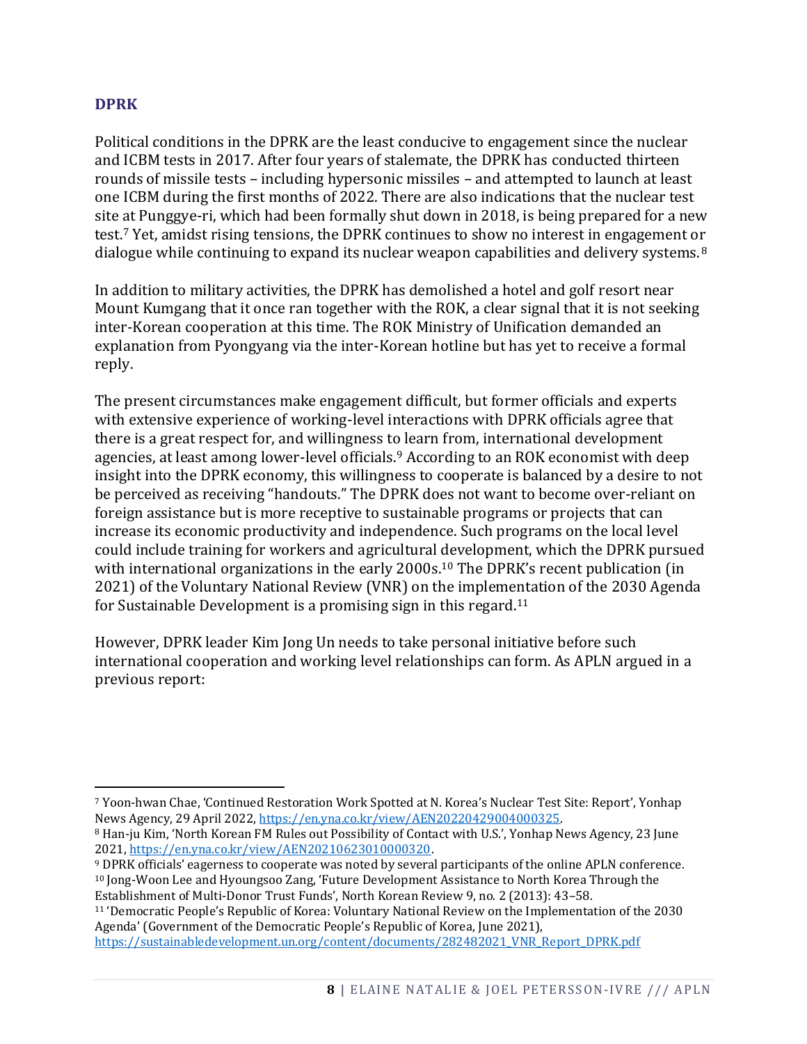## DPRK

Political conditions in the DPRK are the least conducive to engagement since the nuclear and ICBM tests in 2017. After four years of stalemate, the DPRK has conducted thirteen rounds of missile tests – including hypersonic missiles – and attempted to launch at least one ICBM during the first months of 2022. There are also indications that the nuclear test site at Punggye-ri, which had been formally shut down in 2018, is being prepared for a new test.[7] Yet, amidst rising tensions, the DPRK continues to show no interest in engagement or dialogue while continuing to expand its nuclear weapon capabilities and delivery systems.[8]

In addition to military activities, the DPRK has demolished a hotel and golf resort near Mount Kumgang that it once ran together with the ROK, a clear signal that it is not seeking inter-Korean cooperation at this time. The ROK Ministry of Unification demanded an explanation from Pyongyang via the inter-Korean hotline but has yet to receive a formal reply.

The present circumstances make engagement difficult, but former officials and experts with extensive experience of working-level interactions with DPRK officials agree that there is a great respect for, and willingness to learn from, international development agencies, at least among lower-level officials.[9] According to an ROK economist with deep insight into the DPRK economy, this willingness to cooperate is balanced by a desire to not be perceived as receiving "handouts." The DPRK does not want to become over-reliant on foreign assistance but is more receptive to sustainable programs or projects that can increase its economic productivity and independence. Such programs on the local level could include training for workers and agricultural development, which the DPRK pursued with international organizations in the early 2000s.[10] The DPRK's recent publication (in 2021) of the Voluntary National Review (VNR) on the implementation of the 2030 Agenda for Sustainable Development is a promising sign in this regard.[11]

However, DPRK leader Kim Jong Un needs to take personal initiative before such international cooperation and working level relationships can form. As APLN argued in a previous report:

---

[7] Yoon-hwan Chae, 'Continued Restoration Work Spotted at N. Korea's Nuclear Test Site: Report', Yonhap News Agency, 29 April 2022, https://en.yna.co.kr/view/AEN20220429004000325.

[8] Han-ju Kim, 'North Korean FM Rules out Possibility of Contact with U.S.', Yonhap News Agency, 23 June 2021, https://en.yna.co.kr/view/AEN20210623010000320.

[9] DPRK officials' eagerness to cooperate was noted by several participants of the online APLN conference.

[10] Jong-Woon Lee and Hyoungsoo Zang, 'Future Development Assistance to North Korea Through the Establishment of Multi-Donor Trust Funds', North Korean Review 9, no. 2 (2013): 43–58.

[11] 'Democratic People's Republic of Korea: Voluntary National Review on the Implementation of the 2030 Agenda' (Government of the Democratic People's Republic of Korea, June 2021), https://sustainabledevelopment.un.org/content/documents/282482021_VNR_Report_DPRK.pdf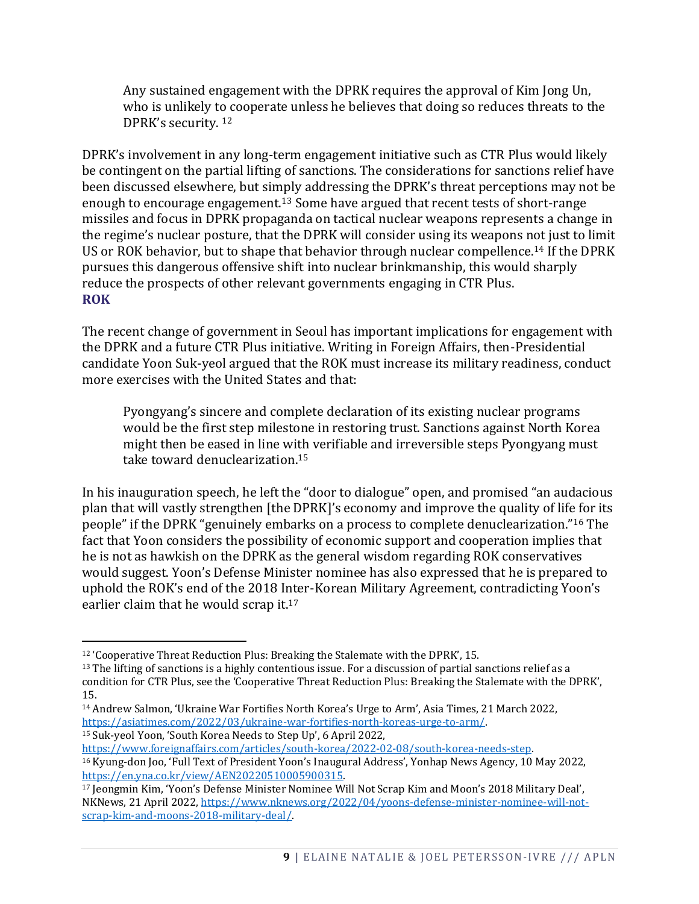> Any sustained engagement with the DPRK requires the approval of Kim Jong Un, who is unlikely to cooperate unless he believes that doing so reduces threats to the DPRK's security. [12]

DPRK's involvement in any long-term engagement initiative such as CTR Plus would likely be contingent on the partial lifting of sanctions. The considerations for sanctions relief have been discussed elsewhere, but simply addressing the DPRK's threat perceptions may not be enough to encourage engagement.[13] Some have argued that recent tests of short-range missiles and focus in DPRK propaganda on tactical nuclear weapons represents a change in the regime's nuclear posture, that the DPRK will consider using its weapons not just to limit US or ROK behavior, but to shape that behavior through nuclear compellence.[14] If the DPRK pursues this dangerous offensive shift into nuclear brinkmanship, this would sharply reduce the prospects of other relevant governments engaging in CTR Plus.

### ROK

The recent change of government in Seoul has important implications for engagement with the DPRK and a future CTR Plus initiative. Writing in Foreign Affairs, then-Presidential candidate Yoon Suk-yeol argued that the ROK must increase its military readiness, conduct more exercises with the United States and that:

> Pyongyang's sincere and complete declaration of its existing nuclear programs would be the first step milestone in restoring trust. Sanctions against North Korea might then be eased in line with verifiable and irreversible steps Pyongyang must take toward denuclearization.[15]

In his inauguration speech, he left the "door to dialogue" open, and promised "an audacious plan that will vastly strengthen [the DPRK]'s economy and improve the quality of life for its people" if the DPRK "genuinely embarks on a process to complete denuclearization."[16] The fact that Yoon considers the possibility of economic support and cooperation implies that he is not as hawkish on the DPRK as the general wisdom regarding ROK conservatives would suggest. Yoon's Defense Minister nominee has also expressed that he is prepared to uphold the ROK's end of the 2018 Inter-Korean Military Agreement, contradicting Yoon's earlier claim that he would scrap it.[17]

---

[12] 'Cooperative Threat Reduction Plus: Breaking the Stalemate with the DPRK', 15.

[13] The lifting of sanctions is a highly contentious issue. For a discussion of partial sanctions relief as a condition for CTR Plus, see the 'Cooperative Threat Reduction Plus: Breaking the Stalemate with the DPRK', 15.

[14] Andrew Salmon, 'Ukraine War Fortifies North Korea's Urge to Arm', Asia Times, 21 March 2022, https://asiatimes.com/2022/03/ukraine-war-fortifies-north-koreas-urge-to-arm/.

[15] Suk-yeol Yoon, 'South Korea Needs to Step Up', 6 April 2022, https://www.foreignaffairs.com/articles/south-korea/2022-02-08/south-korea-needs-step.

[16] Kyung-don Joo, 'Full Text of President Yoon's Inaugural Address', Yonhap News Agency, 10 May 2022, https://en.yna.co.kr/view/AEN20220510005900315.

[17] Jeongmin Kim, 'Yoon's Defense Minister Nominee Will Not Scrap Kim and Moon's 2018 Military Deal', NKNews, 21 April 2022, https://www.nknews.org/2022/04/yoons-defense-minister-nominee-will-not-scrap-kim-and-moons-2018-military-deal/.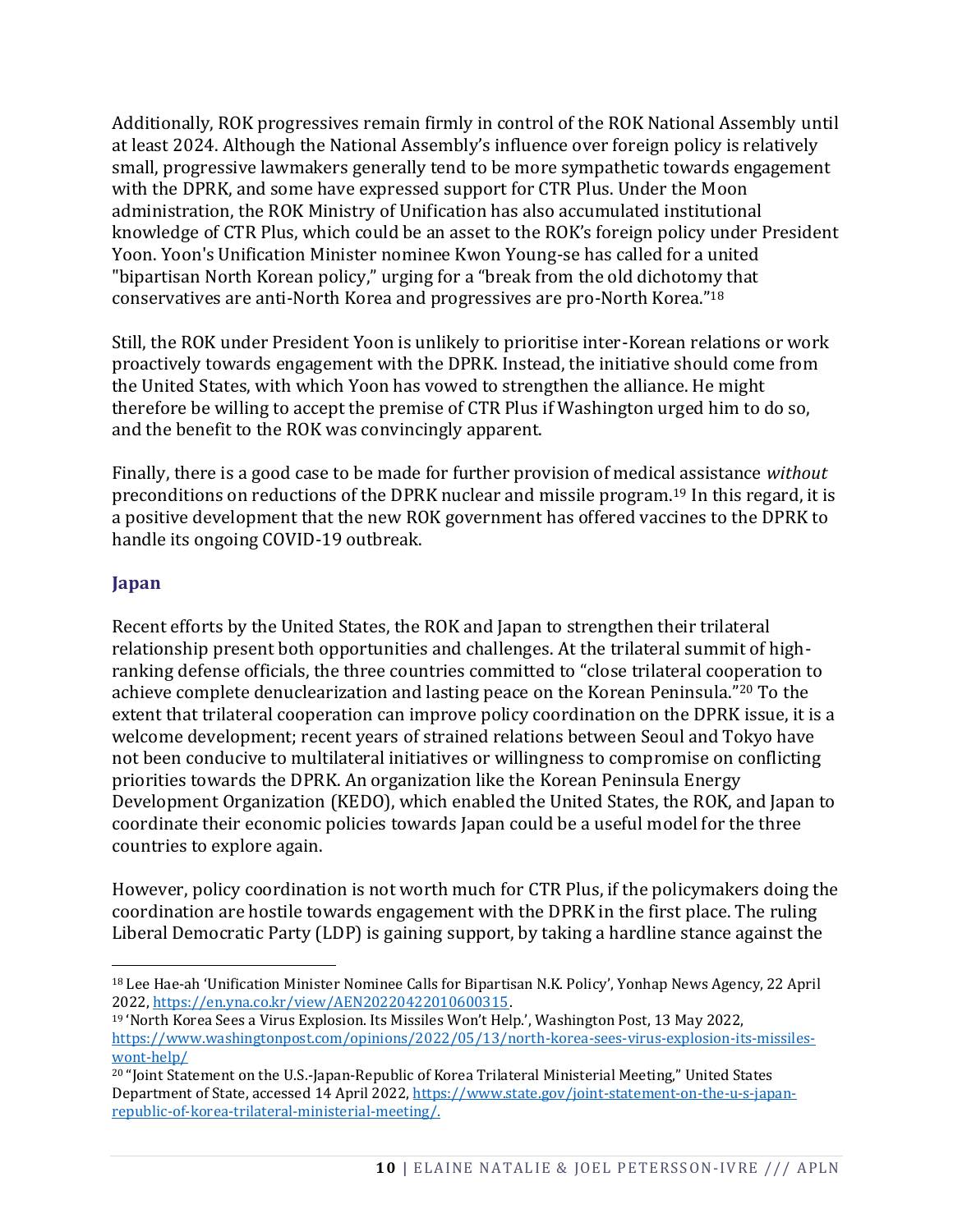Additionally, ROK progressives remain firmly in control of the ROK National Assembly until at least 2024. Although the National Assembly's influence over foreign policy is relatively small, progressive lawmakers generally tend to be more sympathetic towards engagement with the DPRK, and some have expressed support for CTR Plus. Under the Moon administration, the ROK Ministry of Unification has also accumulated institutional knowledge of CTR Plus, which could be an asset to the ROK's foreign policy under President Yoon. Yoon's Unification Minister nominee Kwon Young-se has called for a united "bipartisan North Korean policy," urging for a "break from the old dichotomy that conservatives are anti-North Korea and progressives are pro-North Korea."[18]

Still, the ROK under President Yoon is unlikely to prioritise inter-Korean relations or work proactively towards engagement with the DPRK. Instead, the initiative should come from the United States, with which Yoon has vowed to strengthen the alliance. He might therefore be willing to accept the premise of CTR Plus if Washington urged him to do so, and the benefit to the ROK was convincingly apparent.

Finally, there is a good case to be made for further provision of medical assistance *without* preconditions on reductions of the DPRK nuclear and missile program.[19] In this regard, it is a positive development that the new ROK government has offered vaccines to the DPRK to handle its ongoing COVID-19 outbreak.

## Japan

Recent efforts by the United States, the ROK and Japan to strengthen their trilateral relationship present both opportunities and challenges. At the trilateral summit of high-ranking defense officials, the three countries committed to "close trilateral cooperation to achieve complete denuclearization and lasting peace on the Korean Peninsula."[20] To the extent that trilateral cooperation can improve policy coordination on the DPRK issue, it is a welcome development; recent years of strained relations between Seoul and Tokyo have not been conducive to multilateral initiatives or willingness to compromise on conflicting priorities towards the DPRK. An organization like the Korean Peninsula Energy Development Organization (KEDO), which enabled the United States, the ROK, and Japan to coordinate their economic policies towards Japan could be a useful model for the three countries to explore again.

However, policy coordination is not worth much for CTR Plus, if the policymakers doing the coordination are hostile towards engagement with the DPRK in the first place. The ruling Liberal Democratic Party (LDP) is gaining support, by taking a hardline stance against the

---

[18] Lee Hae-ah 'Unification Minister Nominee Calls for Bipartisan N.K. Policy', Yonhap News Agency, 22 April 2022, https://en.yna.co.kr/view/AEN20220422010600315.

[19] 'North Korea Sees a Virus Explosion. Its Missiles Won't Help.', Washington Post, 13 May 2022, https://www.washingtonpost.com/opinions/2022/05/13/north-korea-sees-virus-explosion-its-missiles-wont-help/

[20] "Joint Statement on the U.S.-Japan-Republic of Korea Trilateral Ministerial Meeting," United States Department of State, accessed 14 April 2022, https://www.state.gov/joint-statement-on-the-u-s-japan-republic-of-korea-trilateral-ministerial-meeting/.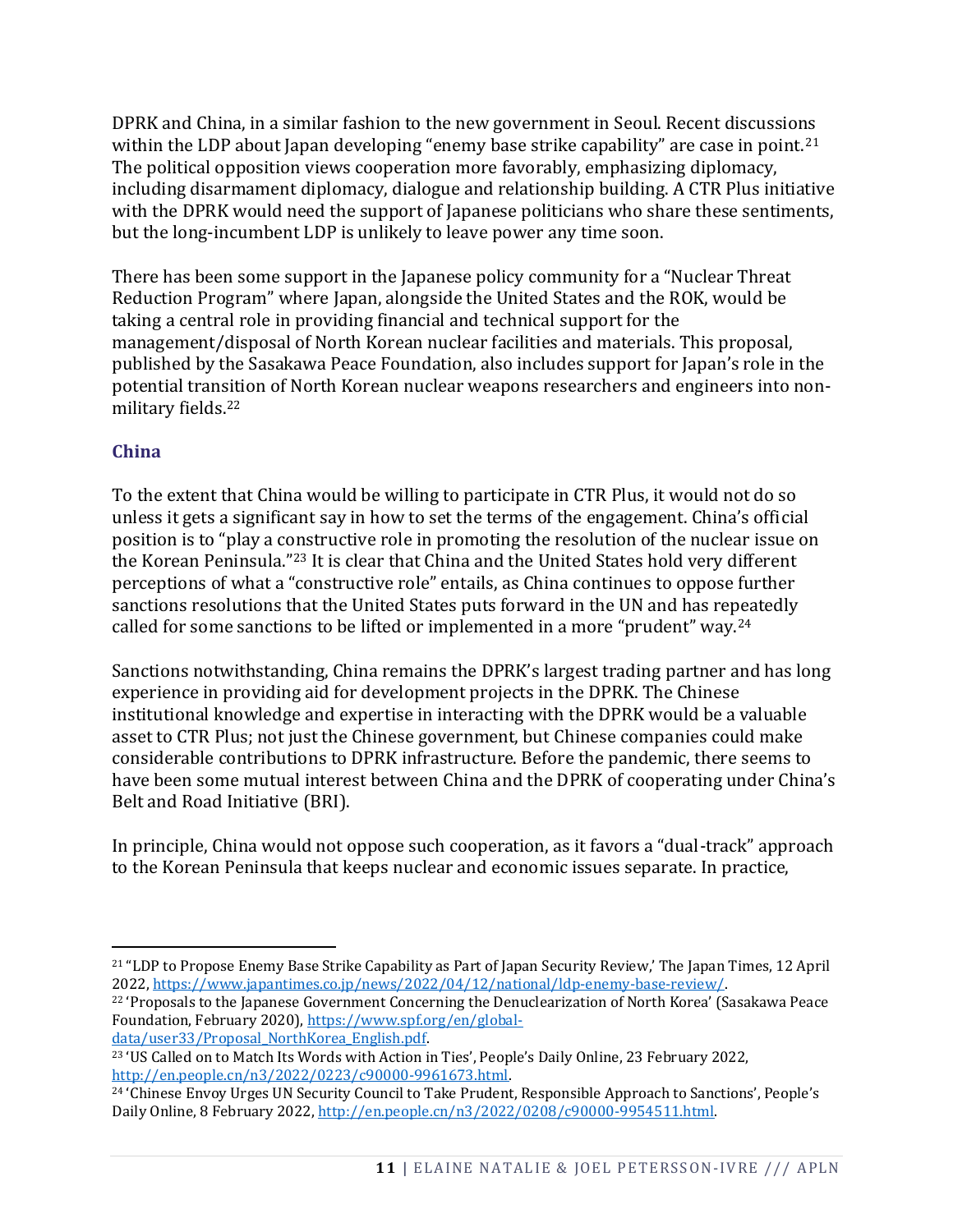DPRK and China, in a similar fashion to the new government in Seoul. Recent discussions within the LDP about Japan developing "enemy base strike capability" are case in point.[21] The political opposition views cooperation more favorably, emphasizing diplomacy, including disarmament diplomacy, dialogue and relationship building. A CTR Plus initiative with the DPRK would need the support of Japanese politicians who share these sentiments, but the long-incumbent LDP is unlikely to leave power any time soon.

There has been some support in the Japanese policy community for a "Nuclear Threat Reduction Program" where Japan, alongside the United States and the ROK, would be taking a central role in providing financial and technical support for the management/disposal of North Korean nuclear facilities and materials. This proposal, published by the Sasakawa Peace Foundation, also includes support for Japan's role in the potential transition of North Korean nuclear weapons researchers and engineers into non-military fields.[22]

### China

To the extent that China would be willing to participate in CTR Plus, it would not do so unless it gets a significant say in how to set the terms of the engagement. China's official position is to "play a constructive role in promoting the resolution of the nuclear issue on the Korean Peninsula."[23] It is clear that China and the United States hold very different perceptions of what a "constructive role" entails, as China continues to oppose further sanctions resolutions that the United States puts forward in the UN and has repeatedly called for some sanctions to be lifted or implemented in a more "prudent" way.[24]

Sanctions notwithstanding, China remains the DPRK's largest trading partner and has long experience in providing aid for development projects in the DPRK. The Chinese institutional knowledge and expertise in interacting with the DPRK would be a valuable asset to CTR Plus; not just the Chinese government, but Chinese companies could make considerable contributions to DPRK infrastructure. Before the pandemic, there seems to have been some mutual interest between China and the DPRK of cooperating under China's Belt and Road Initiative (BRI).

In principle, China would not oppose such cooperation, as it favors a "dual-track" approach to the Korean Peninsula that keeps nuclear and economic issues separate. In practice,

---

[21] "LDP to Propose Enemy Base Strike Capability as Part of Japan Security Review,' The Japan Times, 12 April 2022, https://www.japantimes.co.jp/news/2022/04/12/national/ldp-enemy-base-review/.

[22] 'Proposals to the Japanese Government Concerning the Denuclearization of North Korea' (Sasakawa Peace Foundation, February 2020), https://www.spf.org/en/global-data/user33/Proposal_NorthKorea_English.pdf.

[23] 'US Called on to Match Its Words with Action in Ties', People's Daily Online, 23 February 2022, http://en.people.cn/n3/2022/0223/c90000-9961673.html.

[24] 'Chinese Envoy Urges UN Security Council to Take Prudent, Responsible Approach to Sanctions', People's Daily Online, 8 February 2022, http://en.people.cn/n3/2022/0208/c90000-9954511.html.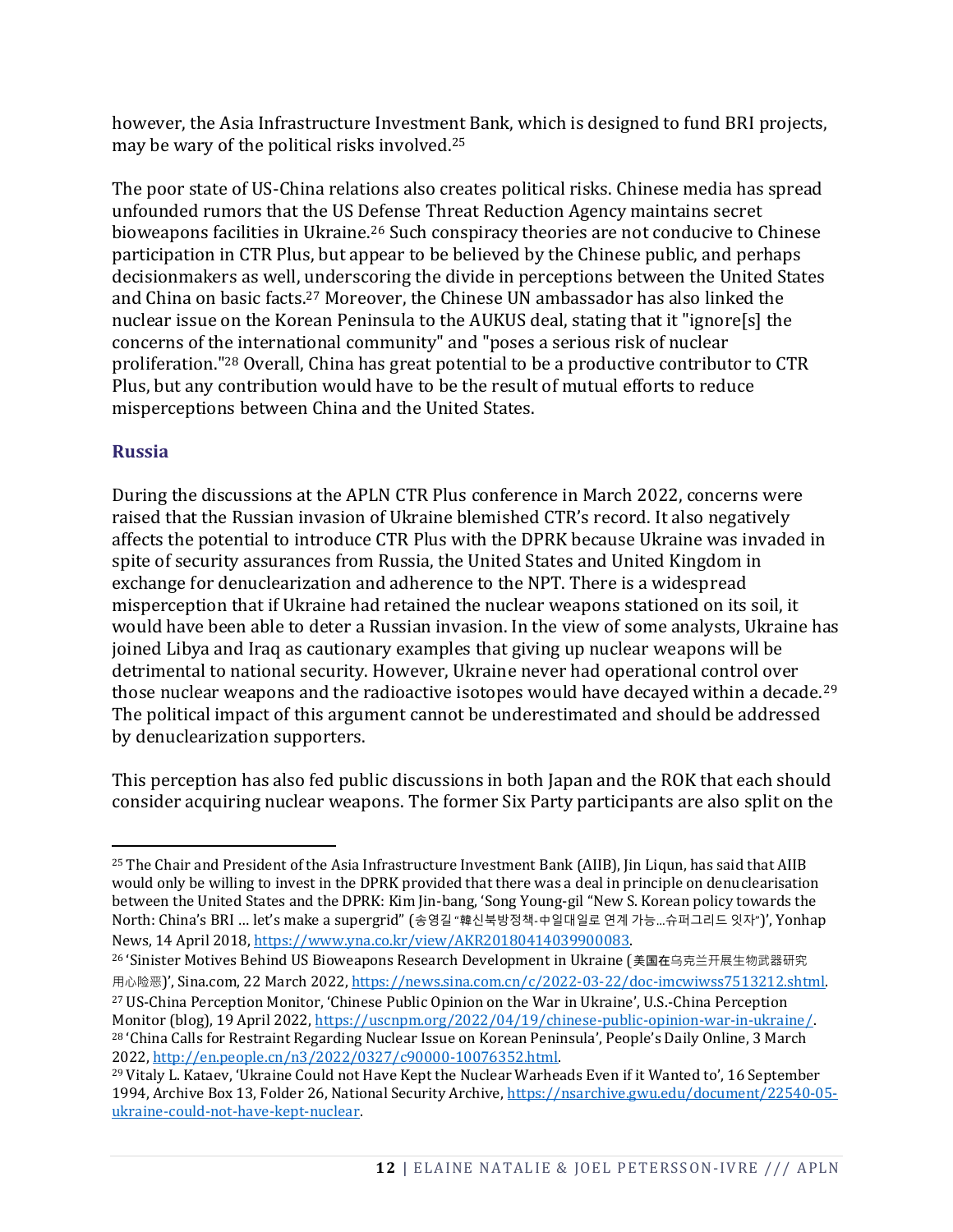however, the Asia Infrastructure Investment Bank, which is designed to fund BRI projects, may be wary of the political risks involved.[25]

The poor state of US-China relations also creates political risks. Chinese media has spread unfounded rumors that the US Defense Threat Reduction Agency maintains secret bioweapons facilities in Ukraine.[26] Such conspiracy theories are not conducive to Chinese participation in CTR Plus, but appear to be believed by the Chinese public, and perhaps decisionmakers as well, underscoring the divide in perceptions between the United States and China on basic facts.[27] Moreover, the Chinese UN ambassador has also linked the nuclear issue on the Korean Peninsula to the AUKUS deal, stating that it "ignore[s] the concerns of the international community" and "poses a serious risk of nuclear proliferation."[28] Overall, China has great potential to be a productive contributor to CTR Plus, but any contribution would have to be the result of mutual efforts to reduce misperceptions between China and the United States.

### Russia

During the discussions at the APLN CTR Plus conference in March 2022, concerns were raised that the Russian invasion of Ukraine blemished CTR's record. It also negatively affects the potential to introduce CTR Plus with the DPRK because Ukraine was invaded in spite of security assurances from Russia, the United States and United Kingdom in exchange for denuclearization and adherence to the NPT. There is a widespread misperception that if Ukraine had retained the nuclear weapons stationed on its soil, it would have been able to deter a Russian invasion. In the view of some analysts, Ukraine has joined Libya and Iraq as cautionary examples that giving up nuclear weapons will be detrimental to national security. However, Ukraine never had operational control over those nuclear weapons and the radioactive isotopes would have decayed within a decade.[29] The political impact of this argument cannot be underestimated and should be addressed by denuclearization supporters.

This perception has also fed public discussions in both Japan and the ROK that each should consider acquiring nuclear weapons. The former Six Party participants are also split on the

---

[25] The Chair and President of the Asia Infrastructure Investment Bank (AIIB), Jin Liqun, has said that AIIB would only be willing to invest in the DPRK provided that there was a deal in principle on denuclearisation between the United States and the DPRK: Kim Jin-bang, 'Song Young-gil "New S. Korean policy towards the North: China's BRI … let's make a supergrid" (송영길 "韓신북방정책-中일대일로 연계 가능…슈퍼그리드 잇자")', Yonhap News, 14 April 2018, https://www.yna.co.kr/view/AKR20180414039900083.

[26] 'Sinister Motives Behind US Bioweapons Research Development in Ukraine (美国在乌克兰开展生物武器研究用心险恶)', Sina.com, 22 March 2022, https://news.sina.com.cn/c/2022-03-22/doc-imcwiwss7513212.shtml.

[27] US-China Perception Monitor, 'Chinese Public Opinion on the War in Ukraine', U.S.-China Perception Monitor (blog), 19 April 2022, https://uscnpm.org/2022/04/19/chinese-public-opinion-war-in-ukraine/.

[28] 'China Calls for Restraint Regarding Nuclear Issue on Korean Peninsula', People's Daily Online, 3 March 2022, http://en.people.cn/n3/2022/0327/c90000-10076352.html.

[29] Vitaly L. Kataev, 'Ukraine Could not Have Kept the Nuclear Warheads Even if it Wanted to', 16 September 1994, Archive Box 13, Folder 26, National Security Archive, https://nsarchive.gwu.edu/document/22540-05-ukraine-could-not-have-kept-nuclear.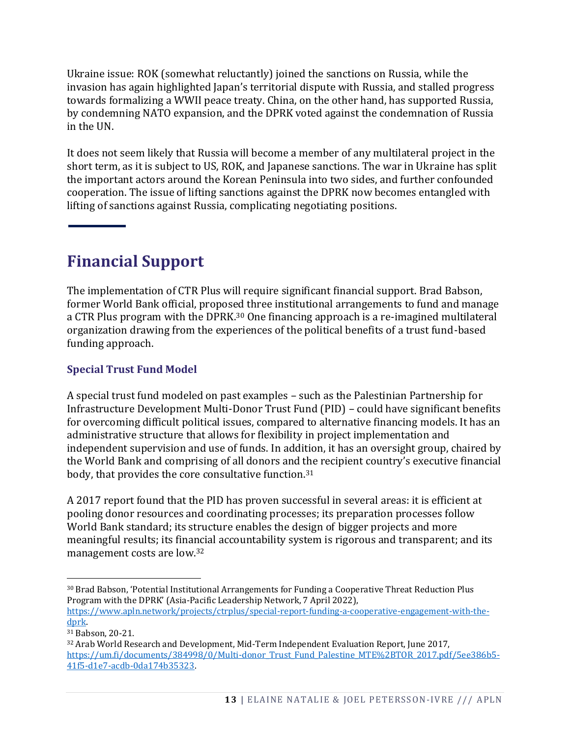Ukraine issue: ROK (somewhat reluctantly) joined the sanctions on Russia, while the invasion has again highlighted Japan's territorial dispute with Russia, and stalled progress towards formalizing a WWII peace treaty. China, on the other hand, has supported Russia, by condemning NATO expansion, and the DPRK voted against the condemnation of Russia in the UN.

It does not seem likely that Russia will become a member of any multilateral project in the short term, as it is subject to US, ROK, and Japanese sanctions. The war in Ukraine has split the important actors around the Korean Peninsula into two sides, and further confounded cooperation. The issue of lifting sanctions against the DPRK now becomes entangled with lifting of sanctions against Russia, complicating negotiating positions.

## Financial Support

The implementation of CTR Plus will require significant financial support. Brad Babson, former World Bank official, proposed three institutional arrangements to fund and manage a CTR Plus program with the DPRK.[30] One financing approach is a re-imagined multilateral organization drawing from the experiences of the political benefits of a trust fund-based funding approach.

### Special Trust Fund Model

A special trust fund modeled on past examples – such as the Palestinian Partnership for Infrastructure Development Multi-Donor Trust Fund (PID) – could have significant benefits for overcoming difficult political issues, compared to alternative financing models. It has an administrative structure that allows for flexibility in project implementation and independent supervision and use of funds. In addition, it has an oversight group, chaired by the World Bank and comprising of all donors and the recipient country's executive financial body, that provides the core consultative function.[31]

A 2017 report found that the PID has proven successful in several areas: it is efficient at pooling donor resources and coordinating processes; its preparation processes follow World Bank standard; its structure enables the design of bigger projects and more meaningful results; its financial accountability system is rigorous and transparent; and its management costs are low.[32]

---

[30] Brad Babson, 'Potential Institutional Arrangements for Funding a Cooperative Threat Reduction Plus Program with the DPRK' (Asia-Pacific Leadership Network, 7 April 2022), https://www.apln.network/projects/ctrplus/special-report-funding-a-cooperative-engagement-with-the-dprk.

[31] Babson, 20-21.

[32] Arab World Research and Development, Mid-Term Independent Evaluation Report, June 2017, https://um.fi/documents/384998/0/Multi-donor_Trust_Fund_Palestine_MTE%2BTOR_2017.pdf/5ee386b5-41f5-d1e7-acdb-0da174b35323.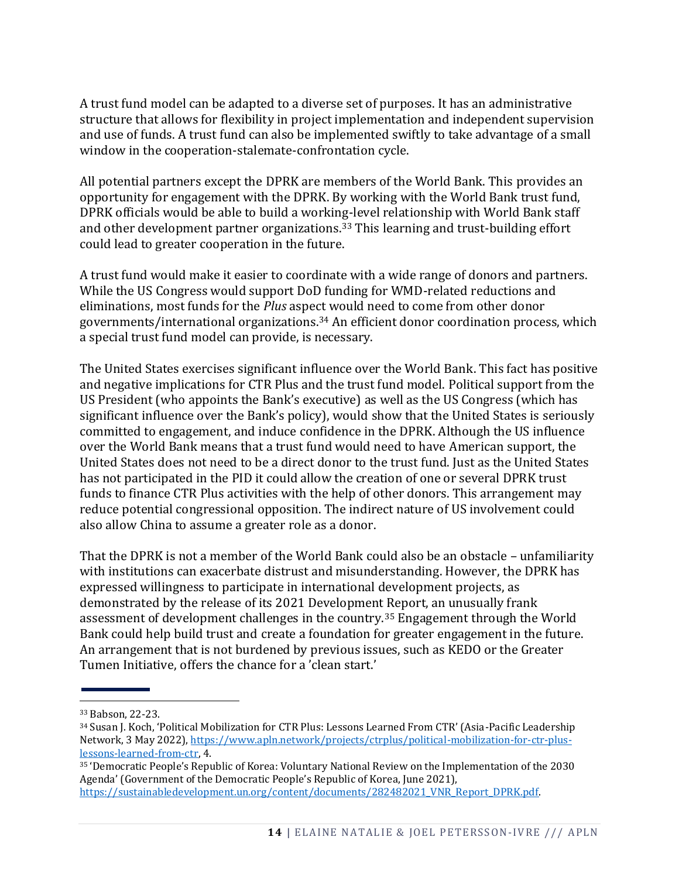A trust fund model can be adapted to a diverse set of purposes. It has an administrative structure that allows for flexibility in project implementation and independent supervision and use of funds. A trust fund can also be implemented swiftly to take advantage of a small window in the cooperation-stalemate-confrontation cycle.

All potential partners except the DPRK are members of the World Bank. This provides an opportunity for engagement with the DPRK. By working with the World Bank trust fund, DPRK officials would be able to build a working-level relationship with World Bank staff and other development partner organizations.[33] This learning and trust-building effort could lead to greater cooperation in the future.

A trust fund would make it easier to coordinate with a wide range of donors and partners. While the US Congress would support DoD funding for WMD-related reductions and eliminations, most funds for the *Plus* aspect would need to come from other donor governments/international organizations.[34] An efficient donor coordination process, which a special trust fund model can provide, is necessary.

The United States exercises significant influence over the World Bank. This fact has positive and negative implications for CTR Plus and the trust fund model. Political support from the US President (who appoints the Bank's executive) as well as the US Congress (which has significant influence over the Bank's policy), would show that the United States is seriously committed to engagement, and induce confidence in the DPRK. Although the US influence over the World Bank means that a trust fund would need to have American support, the United States does not need to be a direct donor to the trust fund. Just as the United States has not participated in the PID it could allow the creation of one or several DPRK trust funds to finance CTR Plus activities with the help of other donors. This arrangement may reduce potential congressional opposition. The indirect nature of US involvement could also allow China to assume a greater role as a donor.

That the DPRK is not a member of the World Bank could also be an obstacle – unfamiliarity with institutions can exacerbate distrust and misunderstanding. However, the DPRK has expressed willingness to participate in international development projects, as demonstrated by the release of its 2021 Development Report, an unusually frank assessment of development challenges in the country.[35] Engagement through the World Bank could help build trust and create a foundation for greater engagement in the future. An arrangement that is not burdened by previous issues, such as KEDO or the Greater Tumen Initiative, offers the chance for a 'clean start.'

---

[33] Babson, 22-23.

[34] Susan J. Koch, 'Political Mobilization for CTR Plus: Lessons Learned From CTR' (Asia-Pacific Leadership Network, 3 May 2022), https://www.apln.network/projects/ctrplus/political-mobilization-for-ctr-plus-lessons-learned-from-ctr, 4.

[35] 'Democratic People's Republic of Korea: Voluntary National Review on the Implementation of the 2030 Agenda' (Government of the Democratic People's Republic of Korea, June 2021), https://sustainabledevelopment.un.org/content/documents/282482021_VNR_Report_DPRK.pdf.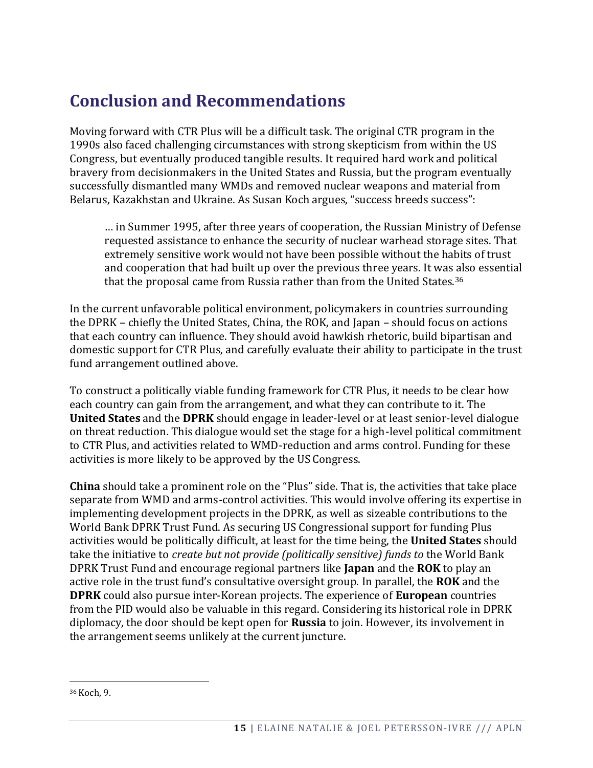## Conclusion and Recommendations

Moving forward with CTR Plus will be a difficult task. The original CTR program in the 1990s also faced challenging circumstances with strong skepticism from within the US Congress, but eventually produced tangible results. It required hard work and political bravery from decisionmakers in the United States and Russia, but the program eventually successfully dismantled many WMDs and removed nuclear weapons and material from Belarus, Kazakhstan and Ukraine. As Susan Koch argues, "success breeds success":

> … in Summer 1995, after three years of cooperation, the Russian Ministry of Defense requested assistance to enhance the security of nuclear warhead storage sites. That extremely sensitive work would not have been possible without the habits of trust and cooperation that had built up over the previous three years. It was also essential that the proposal came from Russia rather than from the United States.[36]

In the current unfavorable political environment, policymakers in countries surrounding the DPRK – chiefly the United States, China, the ROK, and Japan – should focus on actions that each country can influence. They should avoid hawkish rhetoric, build bipartisan and domestic support for CTR Plus, and carefully evaluate their ability to participate in the trust fund arrangement outlined above.

To construct a politically viable funding framework for CTR Plus, it needs to be clear how each country can gain from the arrangement, and what they can contribute to it. The **United States** and the **DPRK** should engage in leader-level or at least senior-level dialogue on threat reduction. This dialogue would set the stage for a high-level political commitment to CTR Plus, and activities related to WMD-reduction and arms control. Funding for these activities is more likely to be approved by the US Congress.

**China** should take a prominent role on the "Plus" side. That is, the activities that take place separate from WMD and arms-control activities. This would involve offering its expertise in implementing development projects in the DPRK, as well as sizeable contributions to the World Bank DPRK Trust Fund. As securing US Congressional support for funding Plus activities would be politically difficult, at least for the time being, the **United States** should take the initiative to *create but not provide (politically sensitive) funds to* the World Bank DPRK Trust Fund and encourage regional partners like **Japan** and the **ROK** to play an active role in the trust fund's consultative oversight group. In parallel, the **ROK** and the **DPRK** could also pursue inter-Korean projects. The experience of **European** countries from the PID would also be valuable in this regard. Considering its historical role in DPRK diplomacy, the door should be kept open for **Russia** to join. However, its involvement in the arrangement seems unlikely at the current juncture.

---

[36] Koch, 9.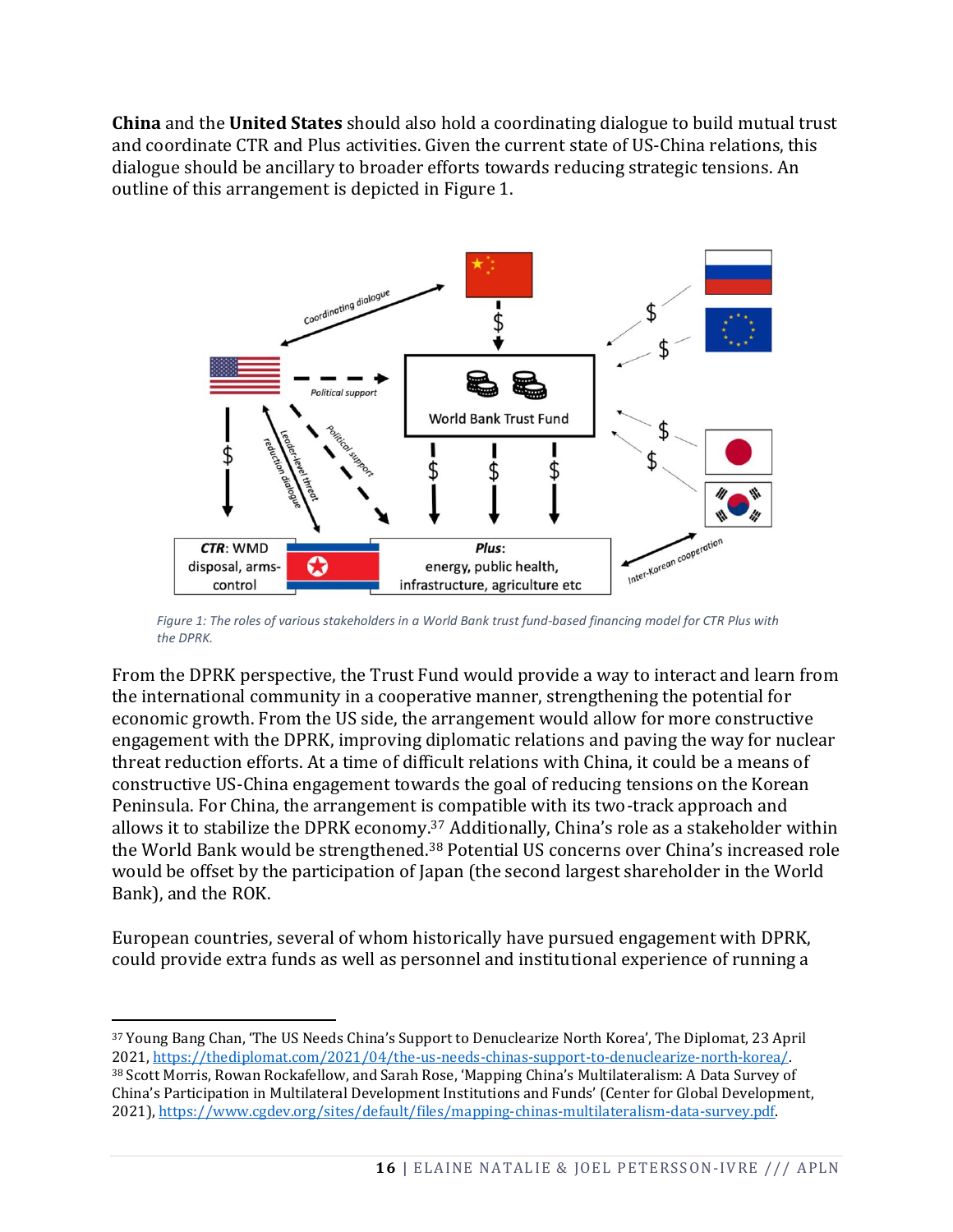**China** and the **United States** should also hold a coordinating dialogue to build mutual trust and coordinate CTR and Plus activities. Given the current state of US-China relations, this dialogue should be ancillary to broader efforts towards reducing strategic tensions. An outline of this arrangement is depicted in Figure 1.

*Figure 1: The roles of various stakeholders in a World Bank trust fund-based financing model for CTR Plus with the DPRK.*

From the DPRK perspective, the Trust Fund would provide a way to interact and learn from the international community in a cooperative manner, strengthening the potential for economic growth. From the US side, the arrangement would allow for more constructive engagement with the DPRK, improving diplomatic relations and paving the way for nuclear threat reduction efforts. At a time of difficult relations with China, it could be a means of constructive US-China engagement towards the goal of reducing tensions on the Korean Peninsula. For China, the arrangement is compatible with its two-track approach and allows it to stabilize the DPRK economy.[37] Additionally, China's role as a stakeholder within the World Bank would be strengthened.[38] Potential US concerns over China's increased role would be offset by the participation of Japan (the second largest shareholder in the World Bank), and the ROK.

European countries, several of whom historically have pursued engagement with DPRK, could provide extra funds as well as personnel and institutional experience of running a

---

[37] Young Bang Chan, 'The US Needs China's Support to Denuclearize North Korea', The Diplomat, 23 April 2021, https://thediplomat.com/2021/04/the-us-needs-chinas-support-to-denuclearize-north-korea/.

[38] Scott Morris, Rowan Rockafellow, and Sarah Rose, 'Mapping China's Multilateralism: A Data Survey of China's Participation in Multilateral Development Institutions and Funds' (Center for Global Development, 2021), https://www.cgdev.org/sites/default/files/mapping-chinas-multilateralism-data-survey.pdf.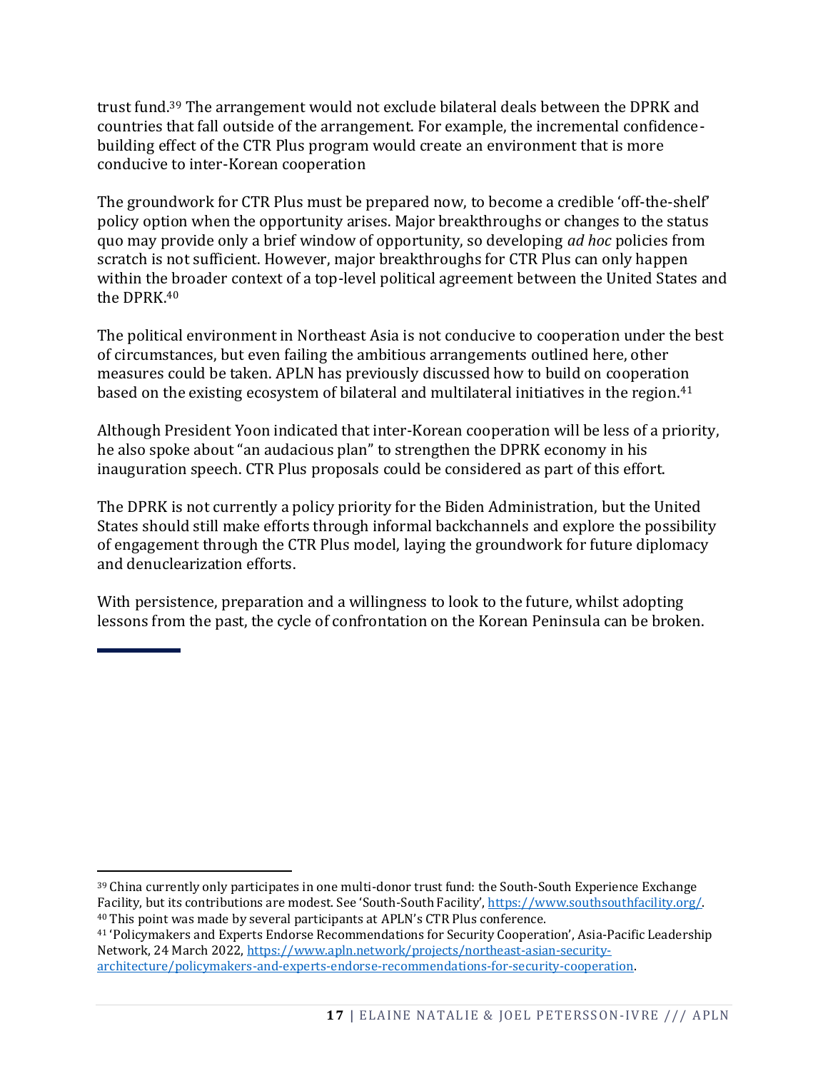trust fund.[39] The arrangement would not exclude bilateral deals between the DPRK and countries that fall outside of the arrangement. For example, the incremental confidence-building effect of the CTR Plus program would create an environment that is more conducive to inter-Korean cooperation

The groundwork for CTR Plus must be prepared now, to become a credible 'off-the-shelf' policy option when the opportunity arises. Major breakthroughs or changes to the status quo may provide only a brief window of opportunity, so developing *ad hoc* policies from scratch is not sufficient. However, major breakthroughs for CTR Plus can only happen within the broader context of a top-level political agreement between the United States and the DPRK.[40]

The political environment in Northeast Asia is not conducive to cooperation under the best of circumstances, but even failing the ambitious arrangements outlined here, other measures could be taken. APLN has previously discussed how to build on cooperation based on the existing ecosystem of bilateral and multilateral initiatives in the region.[41]

Although President Yoon indicated that inter-Korean cooperation will be less of a priority, he also spoke about "an audacious plan" to strengthen the DPRK economy in his inauguration speech. CTR Plus proposals could be considered as part of this effort.

The DPRK is not currently a policy priority for the Biden Administration, but the United States should still make efforts through informal backchannels and explore the possibility of engagement through the CTR Plus model, laying the groundwork for future diplomacy and denuclearization efforts.

With persistence, preparation and a willingness to look to the future, whilst adopting lessons from the past, the cycle of confrontation on the Korean Peninsula can be broken.

---

[39] China currently only participates in one multi-donor trust fund: the South-South Experience Exchange Facility, but its contributions are modest. See 'South-South Facility', https://www.southsouthfacility.org/.

[40] This point was made by several participants at APLN's CTR Plus conference.

[41] 'Policymakers and Experts Endorse Recommendations for Security Cooperation', Asia-Pacific Leadership Network, 24 March 2022, https://www.apln.network/projects/northeast-asian-security-architecture/policymakers-and-experts-endorse-recommendations-for-security-cooperation.